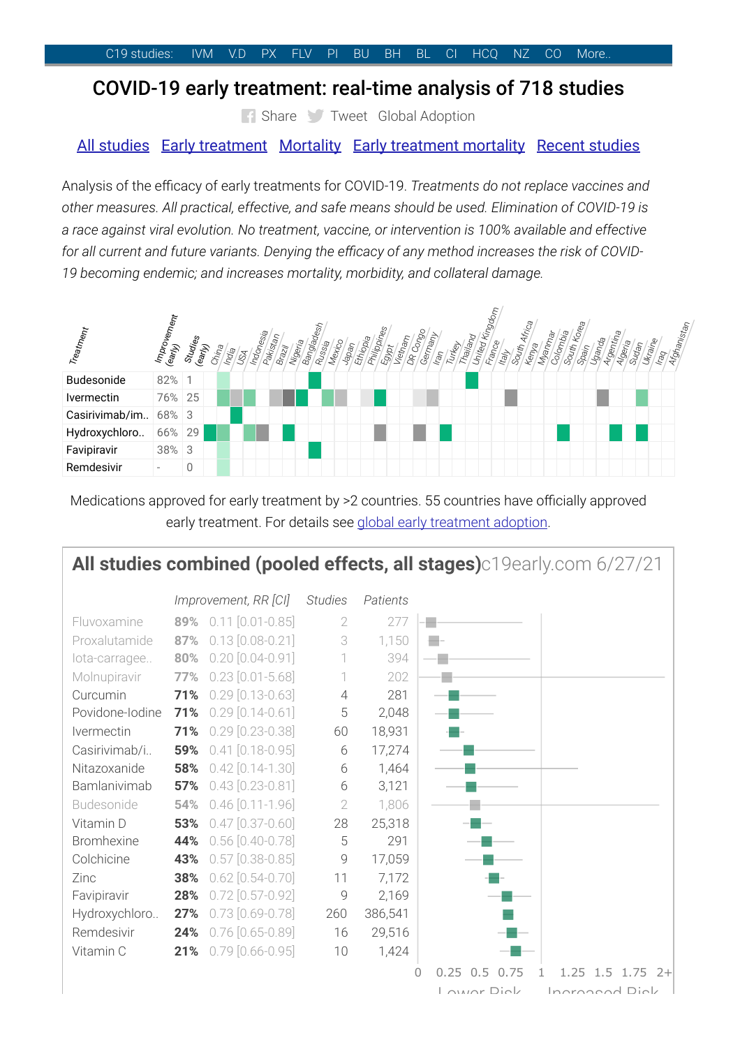C19 studies: IVM V.D PX FLV PI BU BH BL CI HCQ NZ CO More..

# COVID-19 early treatment: real-time analysis of 718 studies

Share Tweet Global Adoption

All studies Early treatment Mortality Early treatment mortality Recent studies

Analysis of the efficacy of early treatments for COVID-19. *Treatments do not replace vaccines and other measures. All practical, effective, and safe means should be used. Elimination of COVID-19 is a race against viral evolution. No treatment, vaccine, or intervention is 100% available and effective for all current and future variants. Denying the efficacy of any method increases the risk of COVID-19 becoming endemic; and increases mortality, morbidity, and collateral damage.*

| Treatment | Improvement (early) | Studies (early) |
|---|---|---|
| Budesonide | 82% | 1 |
| Ivermectin | 76% | 25 |
| Casirivimab/im.. | 68% | 3 |
| Hydroxychloro.. | 66% | 29 |
| Favipiravir | 38% | 3 |
| Remdesivir | - | 0 |

Countries: China, India, USA, Indonesia, Pakistan, Brazil, Nigeria, Bangladesh, Russia, Mexico, Japan, Ethiopia, Philippines, Egypt, Vietnam, DR Congo, Germany, Iran, Turkey, Thailand, United Kingdom, France, Italy, South Africa, Kenya, Myanmar, Colombia, South Korea, Spain, Uganda, Argentina, Algeria, Sudan, Ukraine, Iraq, Afghanistan

Medications approved for early treatment by >2 countries. 55 countries have officially approved early treatment. For details see global early treatment adoption.

## All studies combined (pooled effects, all stages) c19early.com 6/27/21

| Treatment | Improvement | RR [CI] | Studies | Patients |
|---|---|---|---|---|
| Fluvoxamine | 89% | 0.11 [0.01-0.85] | 2 | 277 |
| Proxalutamide | 87% | 0.13 [0.08-0.21] | 3 | 1,150 |
| Iota-carragee.. | 80% | 0.20 [0.04-0.91] | 1 | 394 |
| Molnupiravir | 77% | 0.23 [0.01-5.68] | 1 | 202 |
| Curcumin | 71% | 0.29 [0.13-0.63] | 4 | 281 |
| Povidone-Iodine | 71% | 0.29 [0.14-0.61] | 5 | 2,048 |
| Ivermectin | 71% | 0.29 [0.23-0.38] | 60 | 18,931 |
| Casirivimab/i.. | 59% | 0.41 [0.18-0.95] | 6 | 17,274 |
| Nitazoxanide | 58% | 0.42 [0.14-1.30] | 6 | 1,464 |
| Bamlanivimab | 57% | 0.43 [0.23-0.81] | 6 | 3,121 |
| Budesonide | 54% | 0.46 [0.11-1.96] | 2 | 1,806 |
| Vitamin D | 53% | 0.47 [0.37-0.60] | 28 | 25,318 |
| Bromhexine | 44% | 0.56 [0.40-0.78] | 5 | 291 |
| Colchicine | 43% | 0.57 [0.38-0.85] | 9 | 17,059 |
| Zinc | 38% | 0.62 [0.54-0.70] | 11 | 7,172 |
| Favipiravir | 28% | 0.72 [0.57-0.92] | 9 | 2,169 |
| Hydroxychloro.. | 27% | 0.73 [0.69-0.78] | 260 | 386,541 |
| Remdesivir | 24% | 0.76 [0.65-0.89] | 16 | 29,516 |
| Vitamin C | 21% | 0.79 [0.66-0.95] | 10 | 1,424 |

0 0.25 0.5 0.75 1 1.25 1.5 1.75 2+

Lower Risk Increased Risk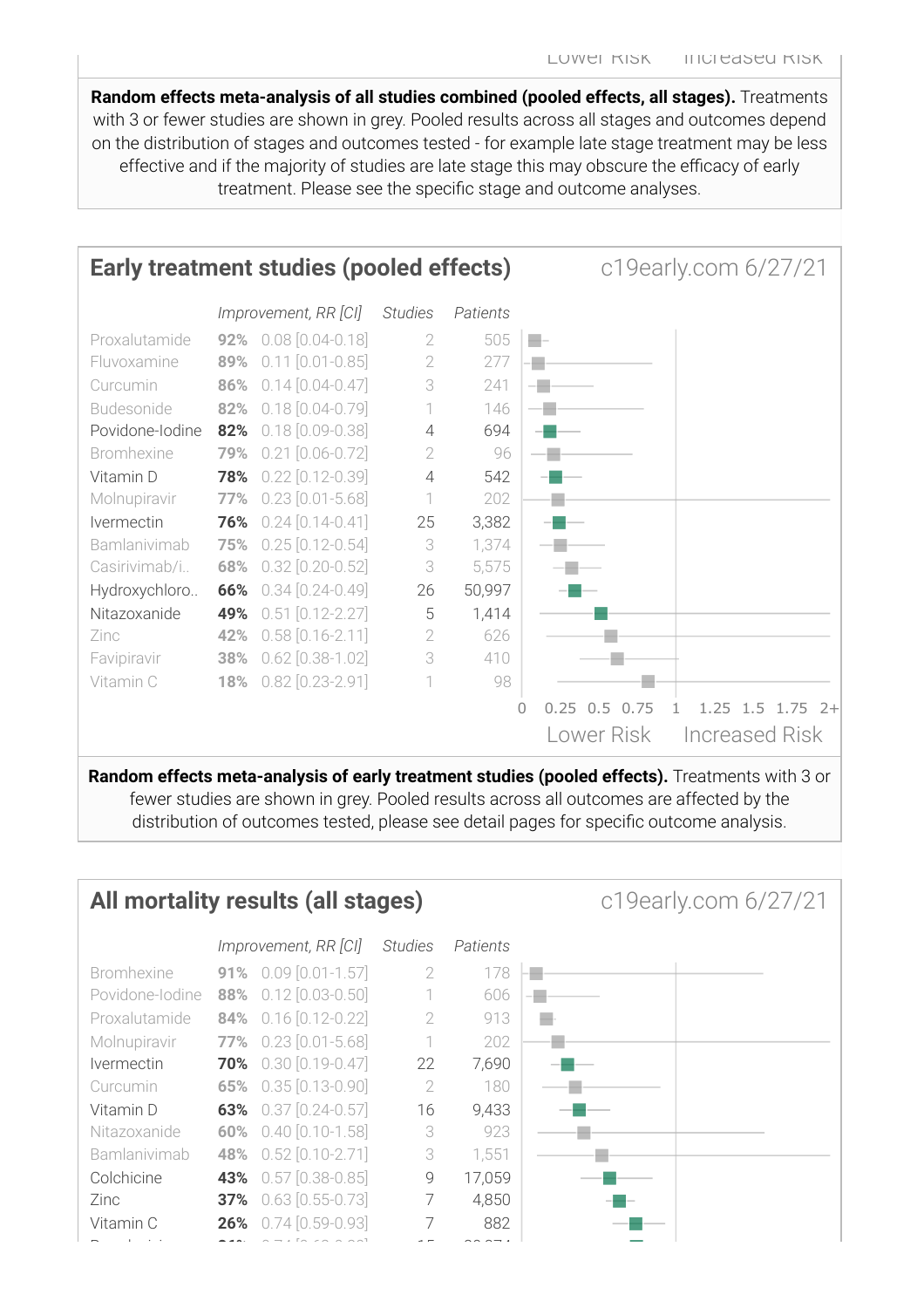Lower Risk Increased Risk

**Random effects meta-analysis of all studies combined (pooled effects, all stages).** Treatments with 3 or fewer studies are shown in grey. Pooled results across all stages and outcomes depend on the distribution of stages and outcomes tested - for example late stage treatment may be less effective and if the majority of studies are late stage this may obscure the efficacy of early treatment. Please see the specific stage and outcome analyses.

## Early treatment studies (pooled effects)

c19early.com 6/27/21

| Treatment | Improvement | RR [CI] | Studies | Patients |
|---|---|---|---|---|
| Proxalutamide | 92% | 0.08 [0.04-0.18] | 2 | 505 |
| Fluvoxamine | 89% | 0.11 [0.01-0.85] | 2 | 277 |
| Curcumin | 86% | 0.14 [0.04-0.47] | 3 | 241 |
| Budesonide | 82% | 0.18 [0.04-0.79] | 1 | 146 |
| Povidone-Iodine | 82% | 0.18 [0.09-0.38] | 4 | 694 |
| Bromhexine | 79% | 0.21 [0.06-0.72] | 2 | 96 |
| Vitamin D | 78% | 0.22 [0.12-0.39] | 4 | 542 |
| Molnupiravir | 77% | 0.23 [0.01-5.68] | 1 | 202 |
| Ivermectin | 76% | 0.24 [0.14-0.41] | 25 | 3,382 |
| Bamlanivimab | 75% | 0.25 [0.12-0.54] | 3 | 1,374 |
| Casirivimab/i.. | 68% | 0.32 [0.20-0.52] | 3 | 5,575 |
| Hydroxychloro.. | 66% | 0.34 [0.24-0.49] | 26 | 50,997 |
| Nitazoxanide | 49% | 0.51 [0.12-2.27] | 5 | 1,414 |
| Zinc | 42% | 0.58 [0.16-2.11] | 2 | 626 |
| Favipiravir | 38% | 0.62 [0.38-1.02] | 3 | 410 |
| Vitamin C | 18% | 0.82 [0.23-2.91] | 1 | 98 |

0 0.25 0.5 0.75 1 1.25 1.5 1.75 2+

Lower Risk Increased Risk

**Random effects meta-analysis of early treatment studies (pooled effects).** Treatments with 3 or fewer studies are shown in grey. Pooled results across all outcomes are affected by the distribution of outcomes tested, please see detail pages for specific outcome analysis.

## All mortality results (all stages)

c19early.com 6/27/21

| Treatment | Improvement | RR [CI] | Studies | Patients |
|---|---|---|---|---|
| Bromhexine | 91% | 0.09 [0.01-1.57] | 2 | 178 |
| Povidone-Iodine | 88% | 0.12 [0.03-0.50] | 1 | 606 |
| Proxalutamide | 84% | 0.16 [0.12-0.22] | 2 | 913 |
| Molnupiravir | 77% | 0.23 [0.01-5.68] | 1 | 202 |
| Ivermectin | 70% | 0.30 [0.19-0.47] | 22 | 7,690 |
| Curcumin | 65% | 0.35 [0.13-0.90] | 2 | 180 |
| Vitamin D | 63% | 0.37 [0.24-0.57] | 16 | 9,433 |
| Nitazoxanide | 60% | 0.40 [0.10-1.58] | 3 | 923 |
| Bamlanivimab | 48% | 0.52 [0.10-2.71] | 3 | 1,551 |
| Colchicine | 43% | 0.57 [0.38-0.85] | 9 | 17,059 |
| Zinc | 37% | 0.63 [0.55-0.73] | 7 | 4,850 |
| Vitamin C | 26% | 0.74 [0.59-0.93] | 7 | 882 |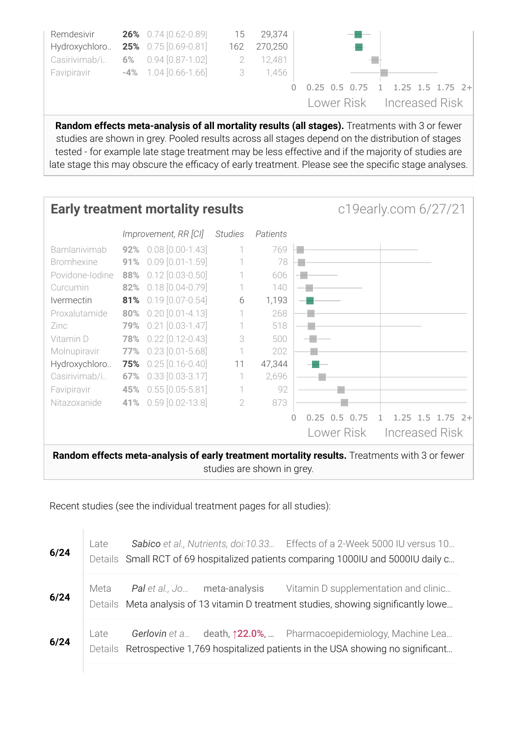| Treatment | Improvement | RR [CI] | Studies | Patients |
|---|---|---|---|---|
| Remdesivir | 26% | 0.74 [0.62-0.89] | 15 | 29,374 |
| Hydroxychloro.. | 25% | 0.75 [0.69-0.81] | 162 | 270,250 |
| Casirivimab/i.. | 6% | 0.94 [0.87-1.02] | 2 | 12,481 |
| Favipiravir | -4% | 1.04 [0.66-1.66] | 3 | 1,456 |

0 0.25 0.5 0.75 1 1.25 1.5 1.75 2+

Lower Risk Increased Risk

**Random effects meta-analysis of all mortality results (all stages).** Treatments with 3 or fewer studies are shown in grey. Pooled results across all stages depend on the distribution of stages tested - for example late stage treatment may be less effective and if the majority of studies are late stage this may obscure the efficacy of early treatment. Please see the specific stage analyses.

## Early treatment mortality results

c19early.com 6/27/21

| Treatment | Improvement, RR [CI] | | Studies | Patients |
|---|---|---|---|---|
| Bamlanivimab | 92% | 0.08 [0.00-1.43] | 1 | 769 |
| Bromhexine | 91% | 0.09 [0.01-1.59] | 1 | 78 |
| Povidone-Iodine | 88% | 0.12 [0.03-0.50] | 1 | 606 |
| Curcumin | 82% | 0.18 [0.04-0.79] | 1 | 140 |
| Ivermectin | 81% | 0.19 [0.07-0.54] | 6 | 1,193 |
| Proxalutamide | 80% | 0.20 [0.01-4.13] | 1 | 268 |
| Zinc | 79% | 0.21 [0.03-1.47] | 1 | 518 |
| Vitamin D | 78% | 0.22 [0.12-0.43] | 3 | 500 |
| Molnupiravir | 77% | 0.23 [0.01-5.68] | 1 | 202 |
| Hydroxychloro.. | 75% | 0.25 [0.16-0.40] | 11 | 47,344 |
| Casirivimab/i.. | 67% | 0.33 [0.03-3.17] | 1 | 2,696 |
| Favipiravir | 45% | 0.55 [0.05-5.81] | 1 | 92 |
| Nitazoxanide | 41% | 0.59 [0.02-13.8] | 2 | 873 |

0 0.25 0.5 0.75 1 1.25 1.5 1.75 2+

Lower Risk Increased Risk

**Random effects meta-analysis of early treatment mortality results.** Treatments with 3 or fewer studies are shown in grey.

Recent studies (see the individual treatment pages for all studies):

| Date | | | | |
|---|---|---|---|---|
| 6/24 | Late | *Sabico* et al., Nutrients, doi:10.33... | | Effects of a 2-Week 5000 IU versus 10... |
| | Details | Small RCT of 69 hospitalized patients comparing 1000IU and 5000IU daily c... | | |
| 6/24 | Meta | *Pal* et al., Jo... | meta-analysis | Vitamin D supplementation and clinic... |
| | Details | Meta analysis of 13 vitamin D treatment studies, showing significantly lowe... | | |
| 6/24 | Late | *Gerlovin* et a... | death, ↑22.0%, ... | Pharmacoepidemiology, Machine Lea... |
| | Details | Retrospective 1,769 hospitalized patients in the USA showing no significant... | | |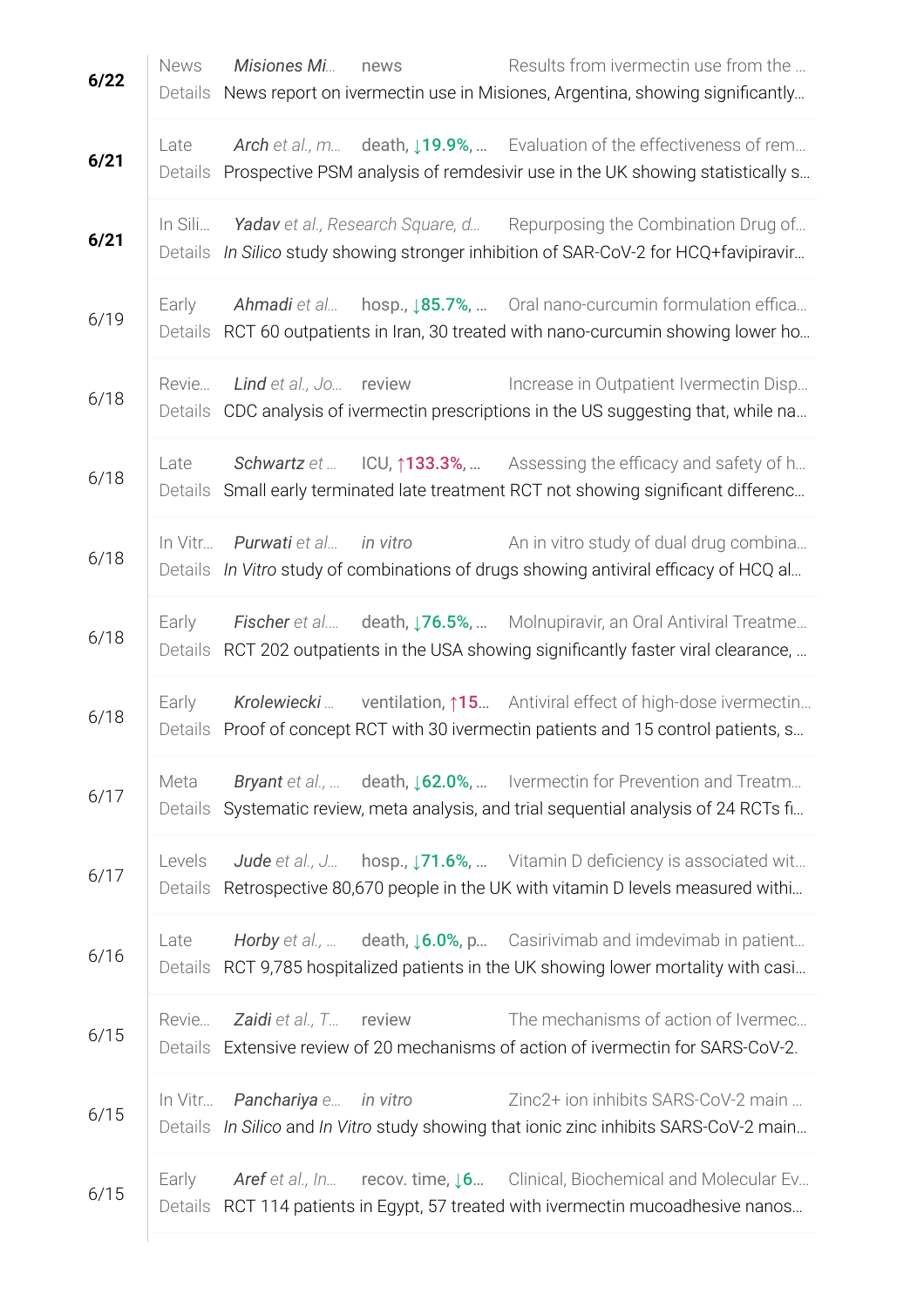| Date | Type | Authors | Result | Title |
|---|---|---|---|---|
| **6/22** | News | *Misiones Mi…* | news | Results from ivermectin use from the … |
| | Details | News report on ivermectin use in Misiones, Argentina, showing significantly… | | |
| **6/21** | Late | *Arch et al., m…* | death, ↓19.9%, … | Evaluation of the effectiveness of rem… |
| | Details | Prospective PSM analysis of remdesivir use in the UK showing statistically s… | | |
| **6/21** | In Sili… | *Yadav et al., Research Square, d…* | | Repurposing the Combination Drug of… |
| | Details | *In Silico* study showing stronger inhibition of SARS-CoV-2 for HCQ+favipiravir… | | |
| 6/19 | Early | *Ahmadi et al…* | hosp., ↓85.7%, … | Oral nano-curcumin formulation effica… |
| | Details | RCT 60 outpatients in Iran, 30 treated with nano-curcumin showing lower ho… | | |
| 6/18 | Revie… | *Lind et al., Jo…* | review | Increase in Outpatient Ivermectin Disp… |
| | Details | CDC analysis of ivermectin prescriptions in the US suggesting that, while na… | | |
| 6/18 | Late | *Schwartz et …* | ICU, ↑133.3%, … | Assessing the efficacy and safety of h… |
| | Details | Small early terminated late treatment RCT not showing significant differenc… | | |
| 6/18 | In Vitr… | *Purwati et al…* | *in vitro* | An in vitro study of dual drug combina… |
| | Details | *In Vitro* study of combinations of drugs showing antiviral efficacy of HCQ al… | | |
| 6/18 | Early | *Fischer et al.…* | death, ↓76.5%, … | Molnupiravir, an Oral Antiviral Treatme… |
| | Details | RCT 202 outpatients in the USA showing significantly faster viral clearance, … | | |
| 6/18 | Early | *Krolewiecki …* | ventilation, ↑15… | Antiviral effect of high-dose ivermectin… |
| | Details | Proof of concept RCT with 30 ivermectin patients and 15 control patients, s… | | |
| 6/17 | Meta | *Bryant et al., …* | death, ↓62.0%, … | Ivermectin for Prevention and Treatm… |
| | Details | Systematic review, meta analysis, and trial sequential analysis of 24 RCTs fi… | | |
| 6/17 | Levels | *Jude et al., J…* | hosp., ↓71.6%, … | Vitamin D deficiency is associated wit… |
| | Details | Retrospective 80,670 people in the UK with vitamin D levels measured withi… | | |
| 6/16 | Late | *Horby et al., …* | death, ↓6.0%, p… | Casirivimab and imdevimab in patient… |
| | Details | RCT 9,785 hospitalized patients in the UK showing lower mortality with casi… | | |
| 6/15 | Revie… | *Zaidi et al., T…* | review | The mechanisms of action of Ivermec… |
| | Details | Extensive review of 20 mechanisms of action of ivermectin for SARS-CoV-2. | | |
| 6/15 | In Vitr… | *Panchariya e…* | *in vitro* | Zinc2+ ion inhibits SARS-CoV-2 main … |
| | Details | *In Silico* and *In Vitro* study showing that ionic zinc inhibits SARS-CoV-2 main… | | |
| 6/15 | Early | *Aref et al., In…* | recov. time, ↓6… | Clinical, Biochemical and Molecular Ev… |
| | Details | RCT 114 patients in Egypt, 57 treated with ivermectin mucoadhesive nanos… | | |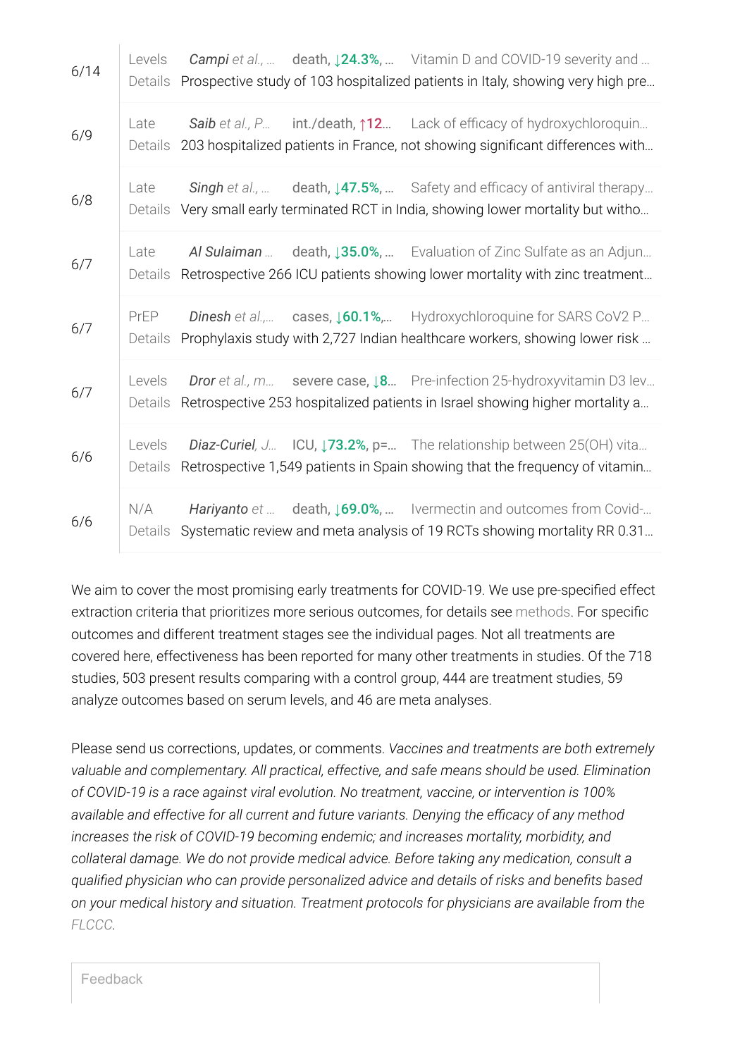| | | | | |
|---|---|---|---|---|
| 6/14 | Levels | *Campi* et al., … | death, ↓24.3%, … | Vitamin D and COVID-19 severity and … |
| | Details | Prospective study of 103 hospitalized patients in Italy, showing very high pre… | | |
| 6/9 | Late | *Saib* et al., P… | int./death, ↑12… | Lack of efficacy of hydroxychloroquin… |
| | Details | 203 hospitalized patients in France, not showing significant differences with… | | |
| 6/8 | Late | *Singh* et al., … | death, ↓47.5%, … | Safety and efficacy of antiviral therapy… |
| | Details | Very small early terminated RCT in India, showing lower mortality but witho… | | |
| 6/7 | Late | *Al Sulaiman* … | death, ↓35.0%, … | Evaluation of Zinc Sulfate as an Adjun… |
| | Details | Retrospective 266 ICU patients showing lower mortality with zinc treatment… | | |
| 6/7 | PrEP | *Dinesh* et al.,… | cases, ↓60.1%,… | Hydroxychloroquine for SARS CoV2 P… |
| | Details | Prophylaxis study with 2,727 Indian healthcare workers, showing lower risk … | | |
| 6/7 | Levels | *Dror* et al., m… | severe case, ↓8… | Pre-infection 25-hydroxyvitamin D3 lev… |
| | Details | Retrospective 253 hospitalized patients in Israel showing higher mortality a… | | |
| 6/6 | Levels | *Diaz-Curiel*, J… | ICU, ↓73.2%, p=… | The relationship between 25(OH) vita… |
| | Details | Retrospective 1,549 patients in Spain showing that the frequency of vitamin… | | |
| 6/6 | N/A | *Hariyanto* et … | death, ↓69.0%, … | Ivermectin and outcomes from Covid-… |
| | Details | Systematic review and meta analysis of 19 RCTs showing mortality RR 0.31… | | |

We aim to cover the most promising early treatments for COVID-19. We use pre-specified effect extraction criteria that prioritizes more serious outcomes, for details see methods. For specific outcomes and different treatment stages see the individual pages. Not all treatments are covered here, effectiveness has been reported for many other treatments in studies. Of the 718 studies, 503 present results comparing with a control group, 444 are treatment studies, 59 analyze outcomes based on serum levels, and 46 are meta analyses.

Please send us corrections, updates, or comments. *Vaccines and treatments are both extremely valuable and complementary. All practical, effective, and safe means should be used. Elimination of COVID-19 is a race against viral evolution. No treatment, vaccine, or intervention is 100% available and effective for all current and future variants. Denying the efficacy of any method increases the risk of COVID-19 becoming endemic; and increases mortality, morbidity, and collateral damage. We do not provide medical advice. Before taking any medication, consult a qualified physician who can provide personalized advice and details of risks and benefits based on your medical history and situation. Treatment protocols for physicians are available from the FLCCC.*

Feedback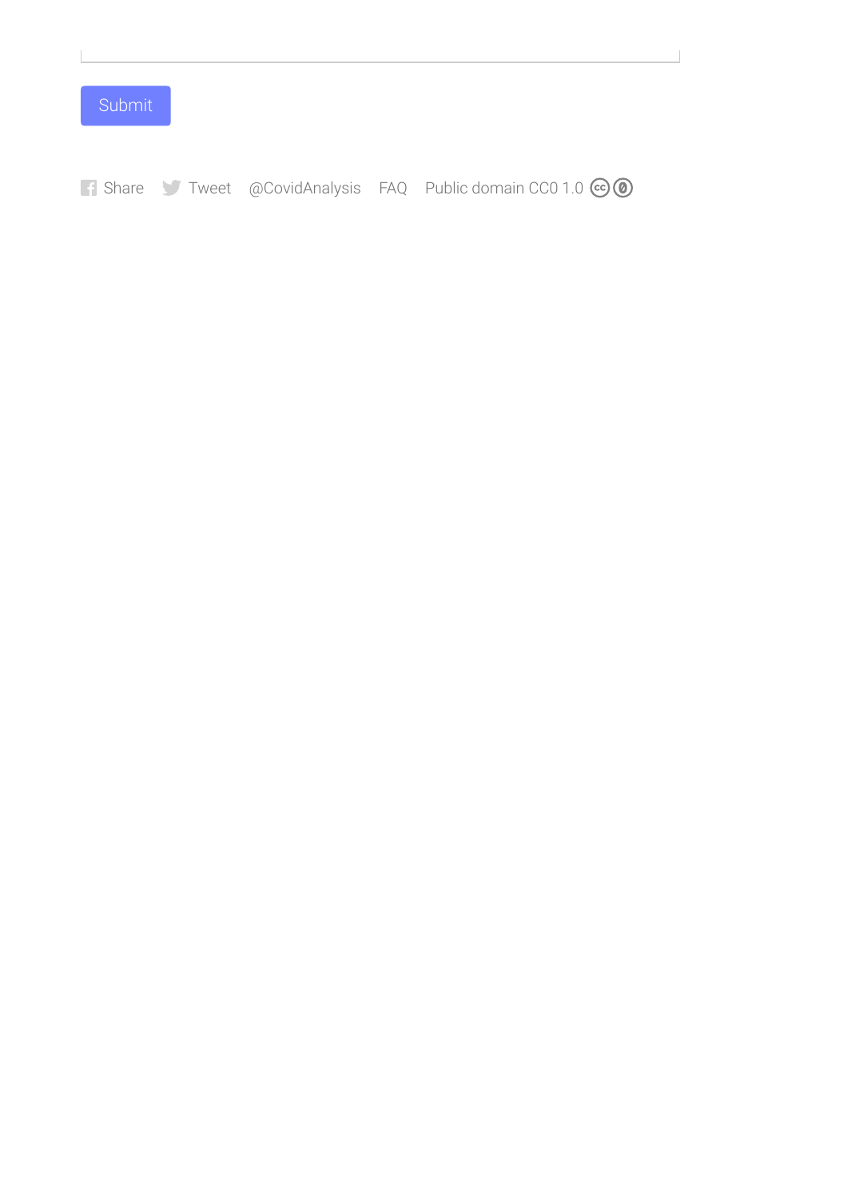Submit

Share Tweet @CovidAnalysis FAQ Public domain CC0 1.0